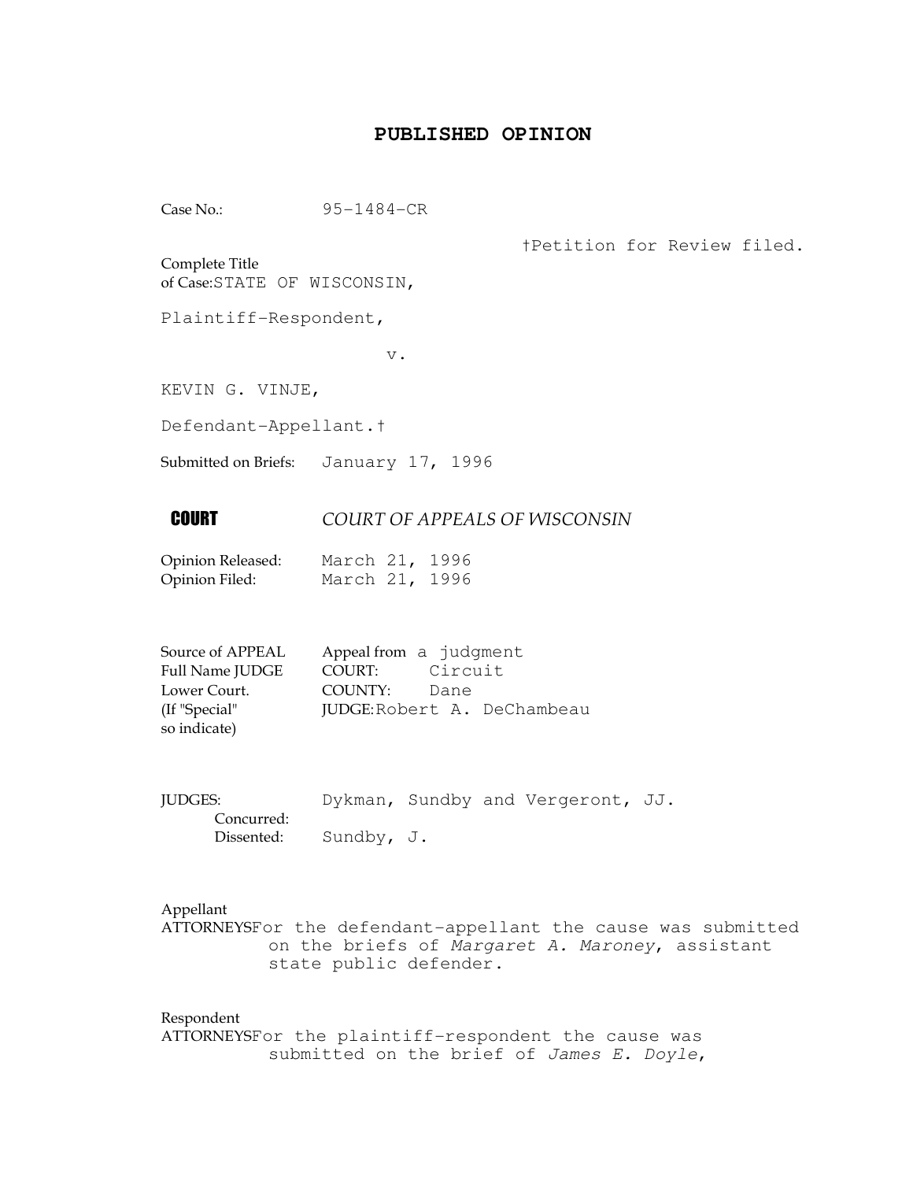# PUBLISHED OPINION

Case No.: 95-1484-CR

†Petition for Review filed.

Complete Title
of Case: STATE OF WISCONSIN,

Plaintiff-Respondent,

v.

KEVIN G. VINJE,

Defendant-Appellant.†

Submitted on Briefs: January 17, 1996

**COURT** *COURT OF APPEALS OF WISCONSIN*

Opinion Released: March 21, 1996
Opinion Filed: March 21, 1996

Source of APPEAL Appeal from a judgment
Full Name JUDGE COURT: Circuit
Lower Court. COUNTY: Dane
(If "Special" JUDGE: Robert A. DeChambeau
so indicate)

JUDGES: Dykman, Sundby and Vergeront, JJ.
Concurred:
Dissented: Sundby, J.

Appellant
ATTORNEYS For the defendant-appellant the cause was submitted on the briefs of *Margaret A. Maroney*, assistant state public defender.

Respondent
ATTORNEYS For the plaintiff-respondent the cause was submitted on the brief of *James E. Doyle*,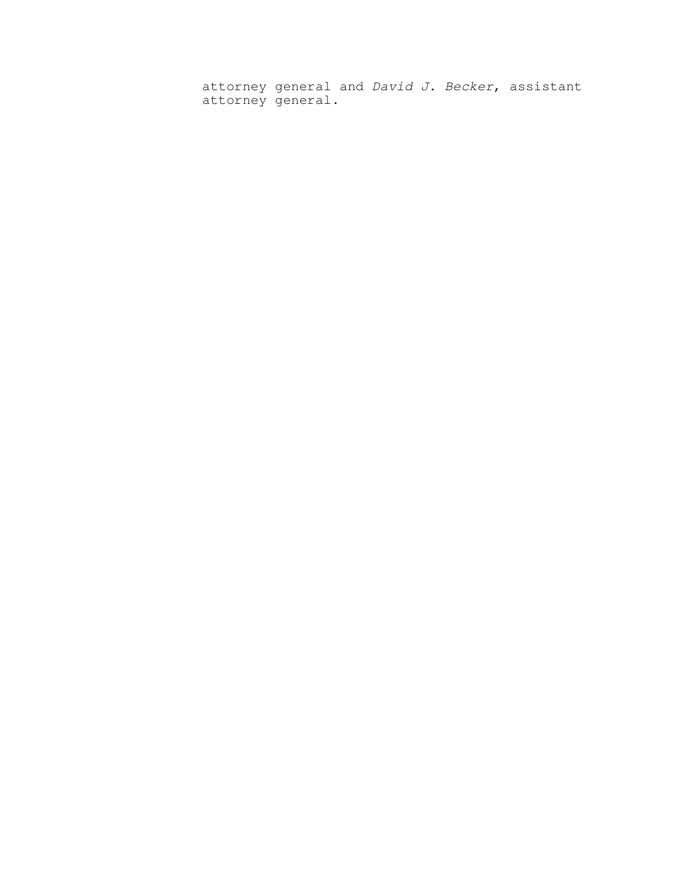attorney general and *David J. Becker*, assistant attorney general.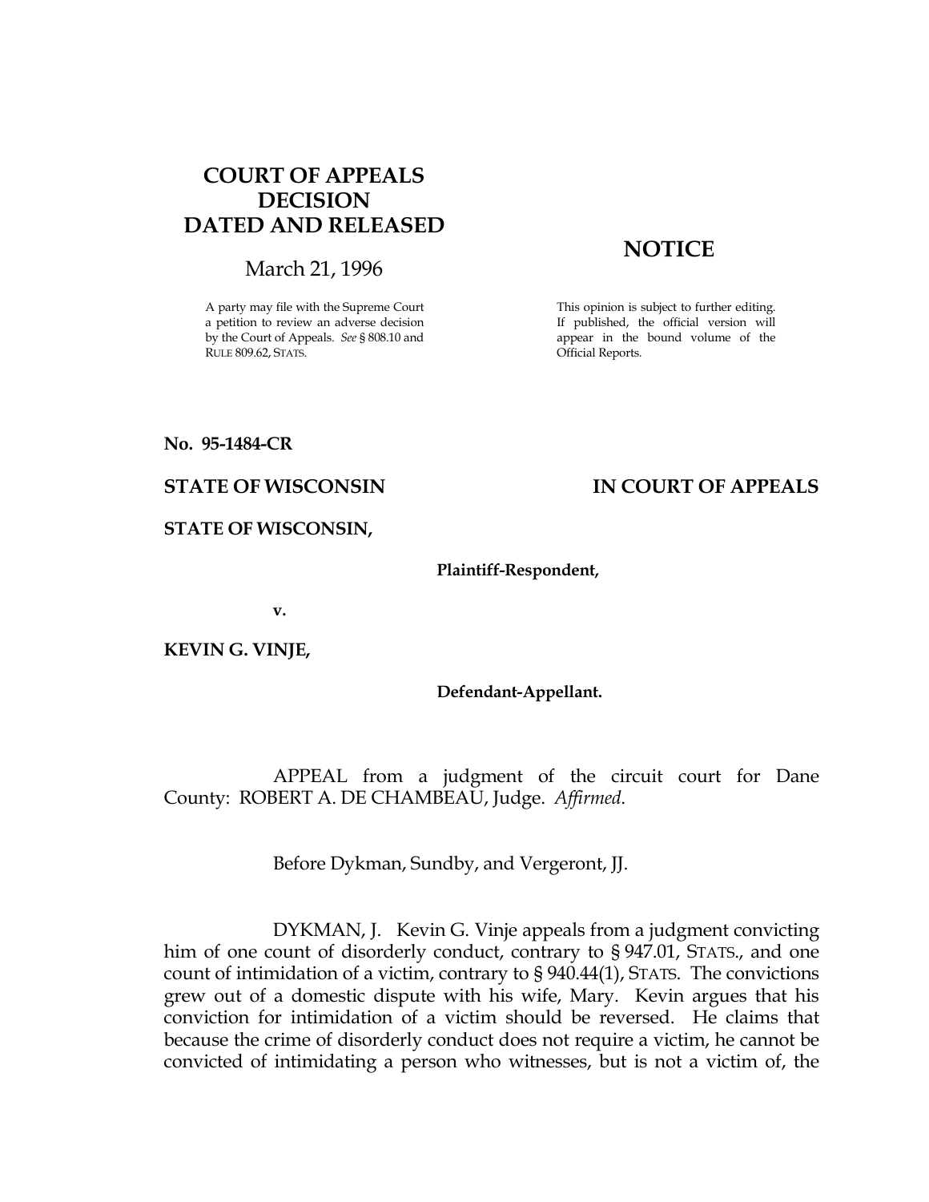# COURT OF APPEALS DECISION DATED AND RELEASED

March 21, 1996

A party may file with the Supreme Court a petition to review an adverse decision by the Court of Appeals. *See* § 808.10 and RULE 809.62, STATS.

## NOTICE

This opinion is subject to further editing. If published, the official version will appear in the bound volume of the Official Reports.

**No. 95-1484-CR**

**STATE OF WISCONSIN** **IN COURT OF APPEALS**

**STATE OF WISCONSIN,**

**Plaintiff-Respondent,**

**v.**

**KEVIN G. VINJE,**

**Defendant-Appellant.**

APPEAL from a judgment of the circuit court for Dane County: ROBERT A. DE CHAMBEAU, Judge. *Affirmed.*

Before Dykman, Sundby, and Vergeront, JJ.

DYKMAN, J. Kevin G. Vinje appeals from a judgment convicting him of one count of disorderly conduct, contrary to § 947.01, STATS., and one count of intimidation of a victim, contrary to § 940.44(1), STATS. The convictions grew out of a domestic dispute with his wife, Mary. Kevin argues that his conviction for intimidation of a victim should be reversed. He claims that because the crime of disorderly conduct does not require a victim, he cannot be convicted of intimidating a person who witnesses, but is not a victim of, the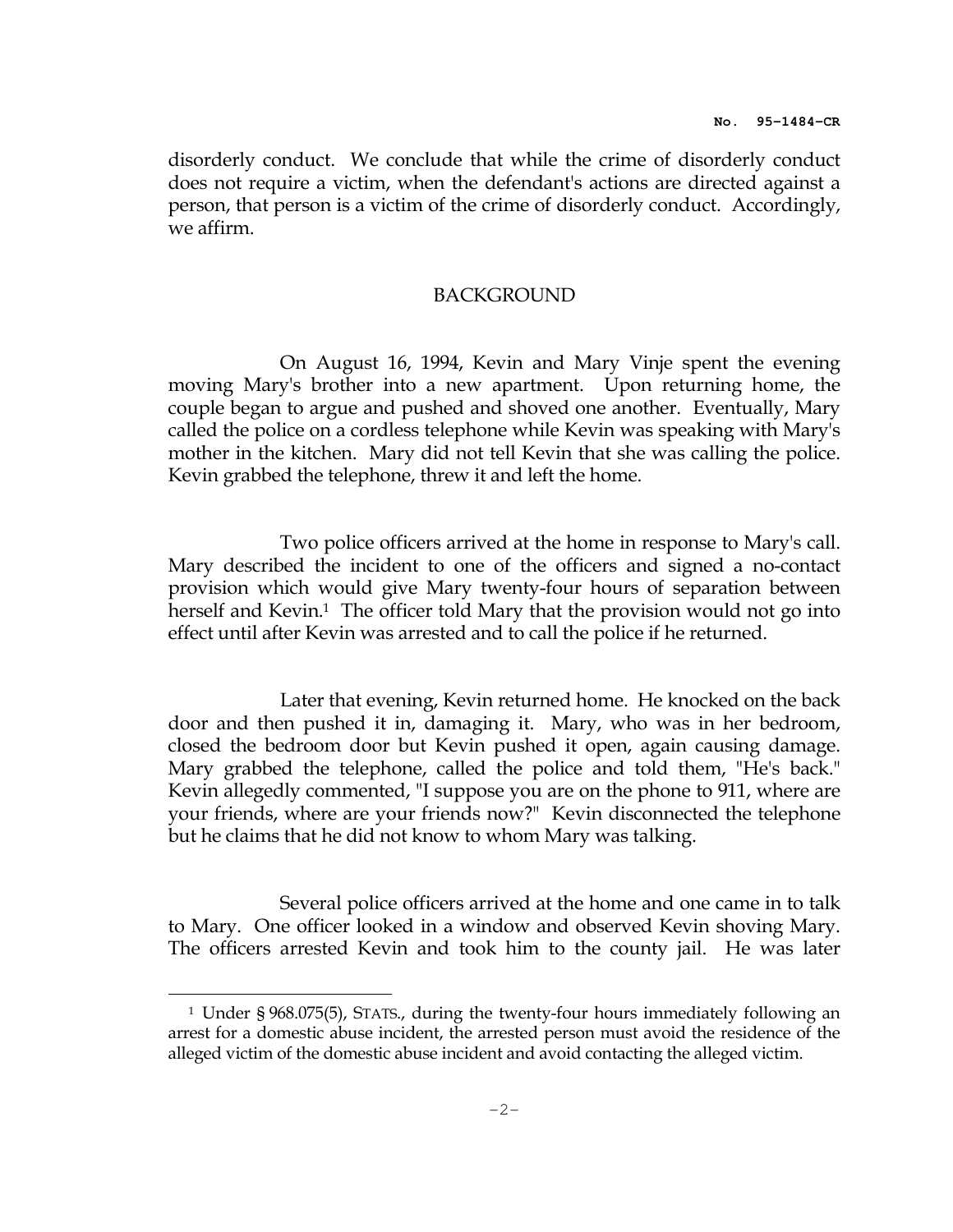disorderly conduct. We conclude that while the crime of disorderly conduct does not require a victim, when the defendant's actions are directed against a person, that person is a victim of the crime of disorderly conduct. Accordingly, we affirm.

## BACKGROUND

On August 16, 1994, Kevin and Mary Vinje spent the evening moving Mary's brother into a new apartment. Upon returning home, the couple began to argue and pushed and shoved one another. Eventually, Mary called the police on a cordless telephone while Kevin was speaking with Mary's mother in the kitchen. Mary did not tell Kevin that she was calling the police. Kevin grabbed the telephone, threw it and left the home.

Two police officers arrived at the home in response to Mary's call. Mary described the incident to one of the officers and signed a no-contact provision which would give Mary twenty-four hours of separation between herself and Kevin.[1] The officer told Mary that the provision would not go into effect until after Kevin was arrested and to call the police if he returned.

Later that evening, Kevin returned home. He knocked on the back door and then pushed it in, damaging it. Mary, who was in her bedroom, closed the bedroom door but Kevin pushed it open, again causing damage. Mary grabbed the telephone, called the police and told them, "He's back." Kevin allegedly commented, "I suppose you are on the phone to 911, where are your friends, where are your friends now?" Kevin disconnected the telephone but he claims that he did not know to whom Mary was talking.

Several police officers arrived at the home and one came in to talk to Mary. One officer looked in a window and observed Kevin shoving Mary. The officers arrested Kevin and took him to the county jail. He was later

---

[1] Under § 968.075(5), STATS., during the twenty-four hours immediately following an arrest for a domestic abuse incident, the arrested person must avoid the residence of the alleged victim of the domestic abuse incident and avoid contacting the alleged victim.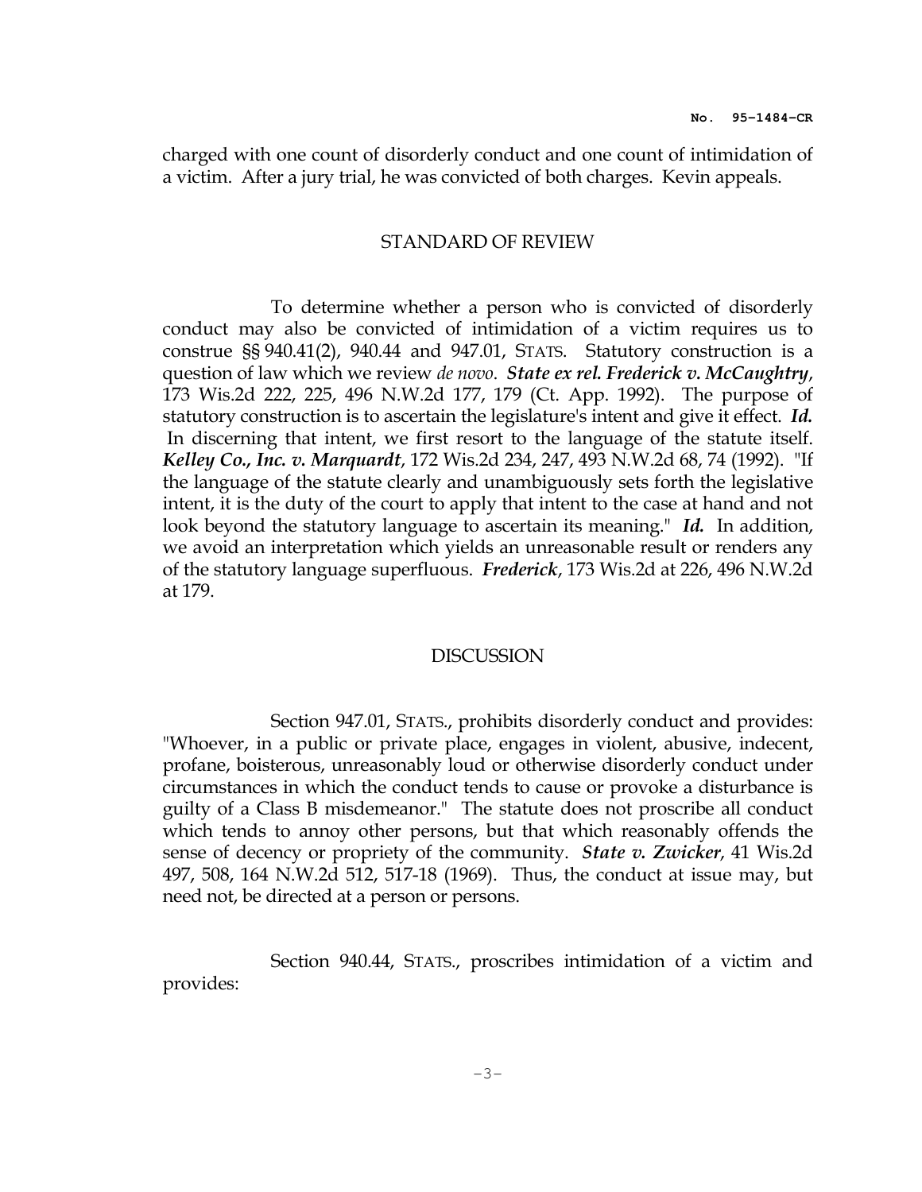charged with one count of disorderly conduct and one count of intimidation of a victim. After a jury trial, he was convicted of both charges. Kevin appeals.

## STANDARD OF REVIEW

To determine whether a person who is convicted of disorderly conduct may also be convicted of intimidation of a victim requires us to construe §§ 940.41(2), 940.44 and 947.01, STATS. Statutory construction is a question of law which we review *de novo*. ***State ex rel. Frederick v. McCaughtry***, 173 Wis.2d 222, 225, 496 N.W.2d 177, 179 (Ct. App. 1992). The purpose of statutory construction is to ascertain the legislature's intent and give it effect. ***Id.*** In discerning that intent, we first resort to the language of the statute itself. ***Kelley Co., Inc. v. Marquardt***, 172 Wis.2d 234, 247, 493 N.W.2d 68, 74 (1992). "If the language of the statute clearly and unambiguously sets forth the legislative intent, it is the duty of the court to apply that intent to the case at hand and not look beyond the statutory language to ascertain its meaning." ***Id.*** In addition, we avoid an interpretation which yields an unreasonable result or renders any of the statutory language superfluous. ***Frederick***, 173 Wis.2d at 226, 496 N.W.2d at 179.

## DISCUSSION

Section 947.01, STATS., prohibits disorderly conduct and provides: "Whoever, in a public or private place, engages in violent, abusive, indecent, profane, boisterous, unreasonably loud or otherwise disorderly conduct under circumstances in which the conduct tends to cause or provoke a disturbance is guilty of a Class B misdemeanor." The statute does not proscribe all conduct which tends to annoy other persons, but that which reasonably offends the sense of decency or propriety of the community. ***State v. Zwicker***, 41 Wis.2d 497, 508, 164 N.W.2d 512, 517-18 (1969). Thus, the conduct at issue may, but need not, be directed at a person or persons.

Section 940.44, STATS., proscribes intimidation of a victim and provides: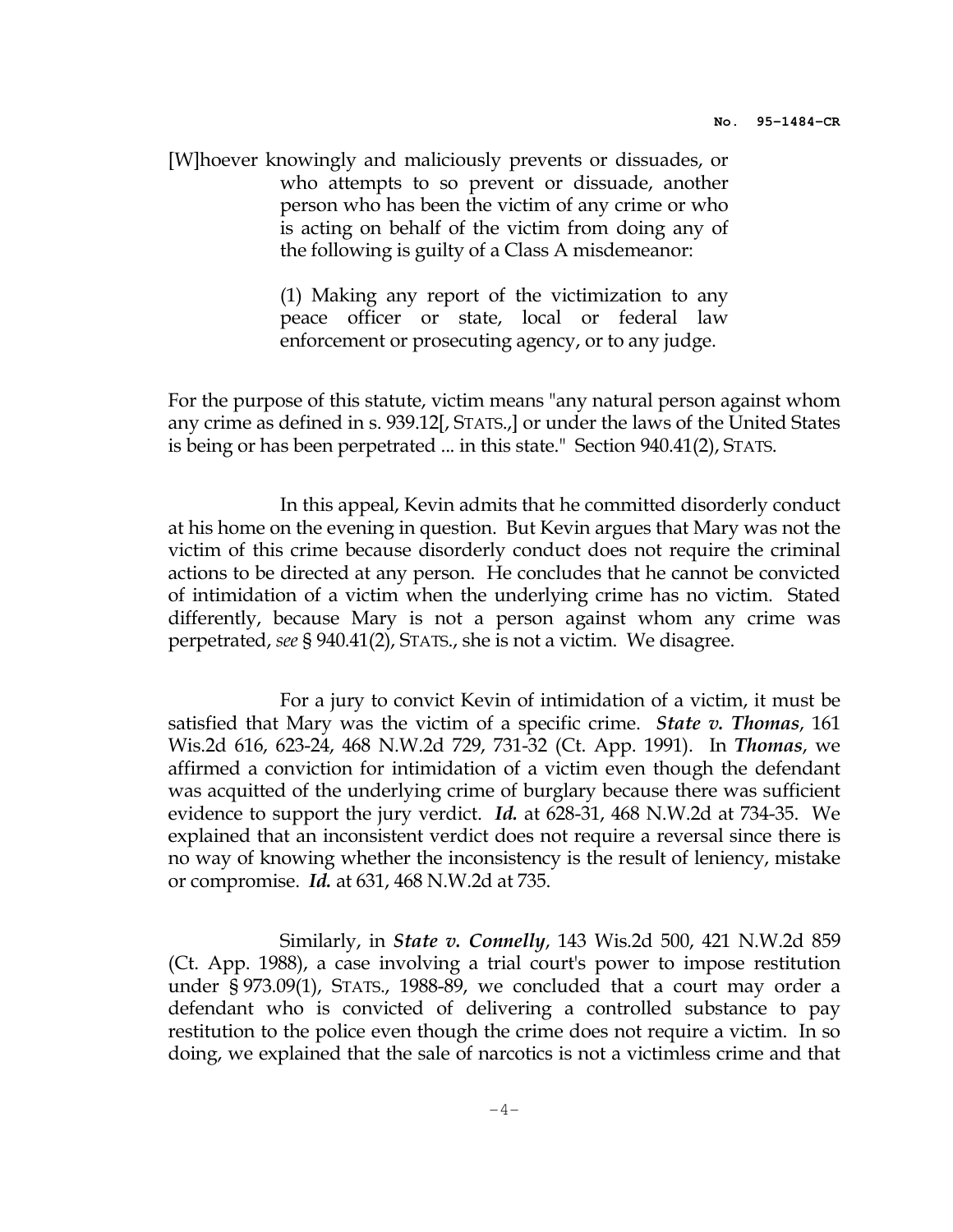> [W]hoever knowingly and maliciously prevents or dissuades, or who attempts to so prevent or dissuade, another person who has been the victim of any crime or who is acting on behalf of the victim from doing any of the following is guilty of a Class A misdemeanor:
>
> (1) Making any report of the victimization to any peace officer or state, local or federal law enforcement or prosecuting agency, or to any judge.

For the purpose of this statute, victim means "any natural person against whom any crime as defined in s. 939.12[, STATS.,] or under the laws of the United States is being or has been perpetrated ... in this state." Section 940.41(2), STATS.

In this appeal, Kevin admits that he committed disorderly conduct at his home on the evening in question. But Kevin argues that Mary was not the victim of this crime because disorderly conduct does not require the criminal actions to be directed at any person. He concludes that he cannot be convicted of intimidation of a victim when the underlying crime has no victim. Stated differently, because Mary is not a person against whom any crime was perpetrated, *see* § 940.41(2), STATS., she is not a victim. We disagree.

For a jury to convict Kevin of intimidation of a victim, it must be satisfied that Mary was the victim of a specific crime. ***State v. Thomas***, 161 Wis.2d 616, 623-24, 468 N.W.2d 729, 731-32 (Ct. App. 1991). In ***Thomas***, we affirmed a conviction for intimidation of a victim even though the defendant was acquitted of the underlying crime of burglary because there was sufficient evidence to support the jury verdict. ***Id.*** at 628-31, 468 N.W.2d at 734-35. We explained that an inconsistent verdict does not require a reversal since there is no way of knowing whether the inconsistency is the result of leniency, mistake or compromise. ***Id.*** at 631, 468 N.W.2d at 735.

Similarly, in ***State v. Connelly***, 143 Wis.2d 500, 421 N.W.2d 859 (Ct. App. 1988), a case involving a trial court's power to impose restitution under § 973.09(1), STATS., 1988-89, we concluded that a court may order a defendant who is convicted of delivering a controlled substance to pay restitution to the police even though the crime does not require a victim. In so doing, we explained that the sale of narcotics is not a victimless crime and that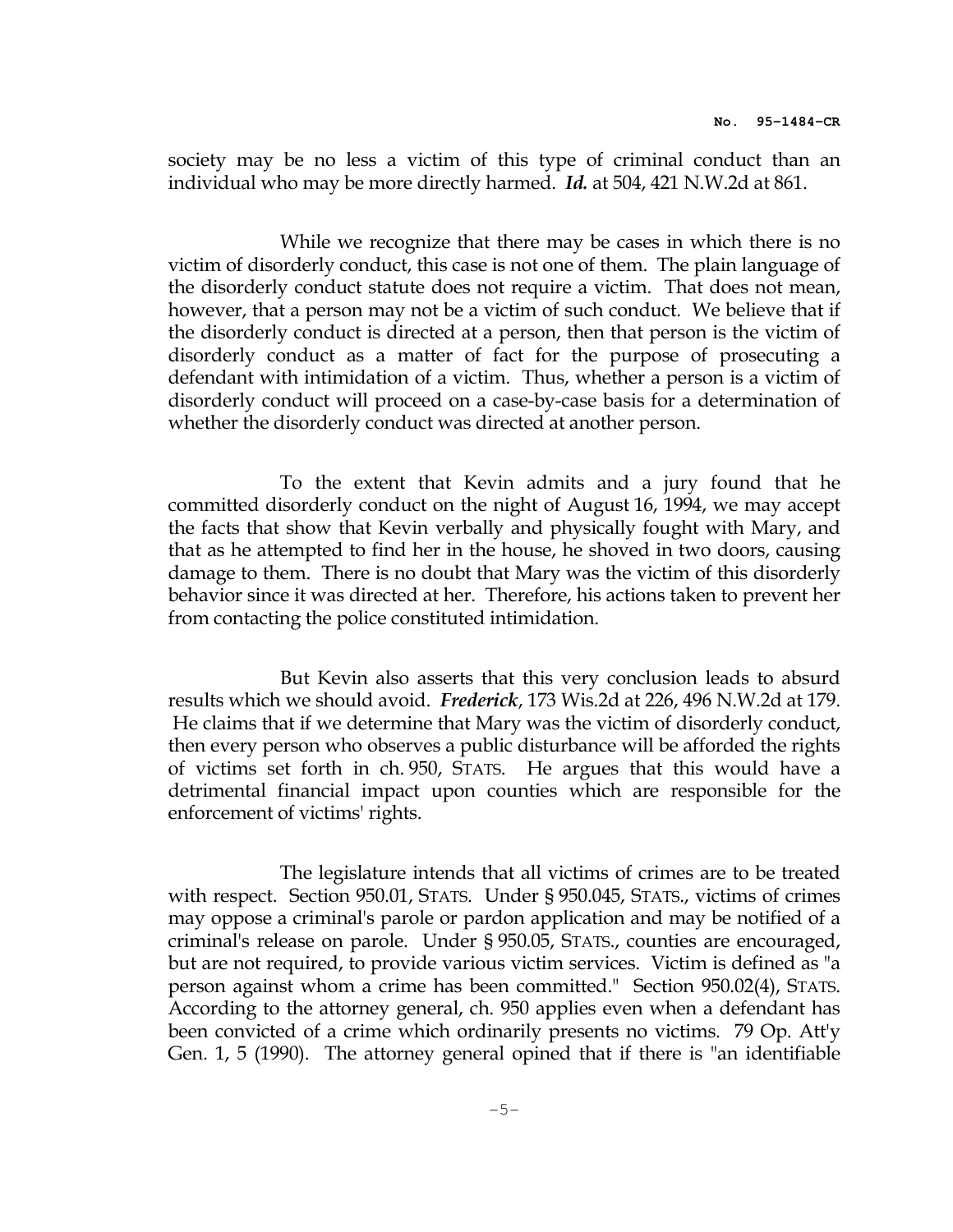society may be no less a victim of this type of criminal conduct than an individual who may be more directly harmed. ***Id.*** at 504, 421 N.W.2d at 861.

While we recognize that there may be cases in which there is no victim of disorderly conduct, this case is not one of them. The plain language of the disorderly conduct statute does not require a victim. That does not mean, however, that a person may not be a victim of such conduct. We believe that if the disorderly conduct is directed at a person, then that person is the victim of disorderly conduct as a matter of fact for the purpose of prosecuting a defendant with intimidation of a victim. Thus, whether a person is a victim of disorderly conduct will proceed on a case-by-case basis for a determination of whether the disorderly conduct was directed at another person.

To the extent that Kevin admits and a jury found that he committed disorderly conduct on the night of August 16, 1994, we may accept the facts that show that Kevin verbally and physically fought with Mary, and that as he attempted to find her in the house, he shoved in two doors, causing damage to them. There is no doubt that Mary was the victim of this disorderly behavior since it was directed at her. Therefore, his actions taken to prevent her from contacting the police constituted intimidation.

But Kevin also asserts that this very conclusion leads to absurd results which we should avoid. ***Frederick***, 173 Wis.2d at 226, 496 N.W.2d at 179. He claims that if we determine that Mary was the victim of disorderly conduct, then every person who observes a public disturbance will be afforded the rights of victims set forth in ch. 950, STATS. He argues that this would have a detrimental financial impact upon counties which are responsible for the enforcement of victims' rights.

The legislature intends that all victims of crimes are to be treated with respect. Section 950.01, STATS. Under § 950.045, STATS., victims of crimes may oppose a criminal's parole or pardon application and may be notified of a criminal's release on parole. Under § 950.05, STATS., counties are encouraged, but are not required, to provide various victim services. Victim is defined as "a person against whom a crime has been committed." Section 950.02(4), STATS. According to the attorney general, ch. 950 applies even when a defendant has been convicted of a crime which ordinarily presents no victims. 79 Op. Att'y Gen. 1, 5 (1990). The attorney general opined that if there is "an identifiable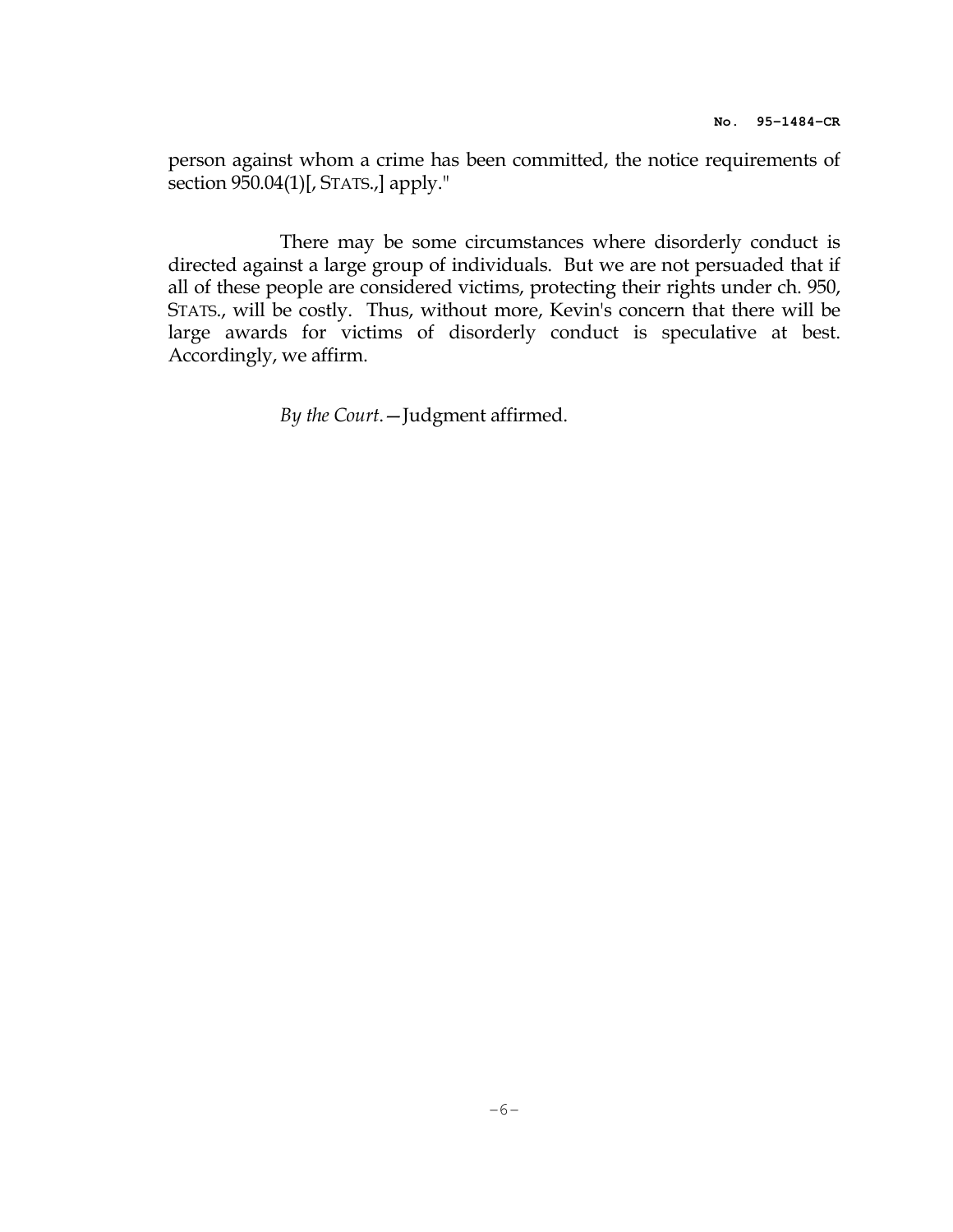person against whom a crime has been committed, the notice requirements of section 950.04(1)[, STATS.,] apply."

There may be some circumstances where disorderly conduct is directed against a large group of individuals. But we are not persuaded that if all of these people are considered victims, protecting their rights under ch. 950, STATS., will be costly. Thus, without more, Kevin's concern that there will be large awards for victims of disorderly conduct is speculative at best. Accordingly, we affirm.

*By the Court.*—Judgment affirmed.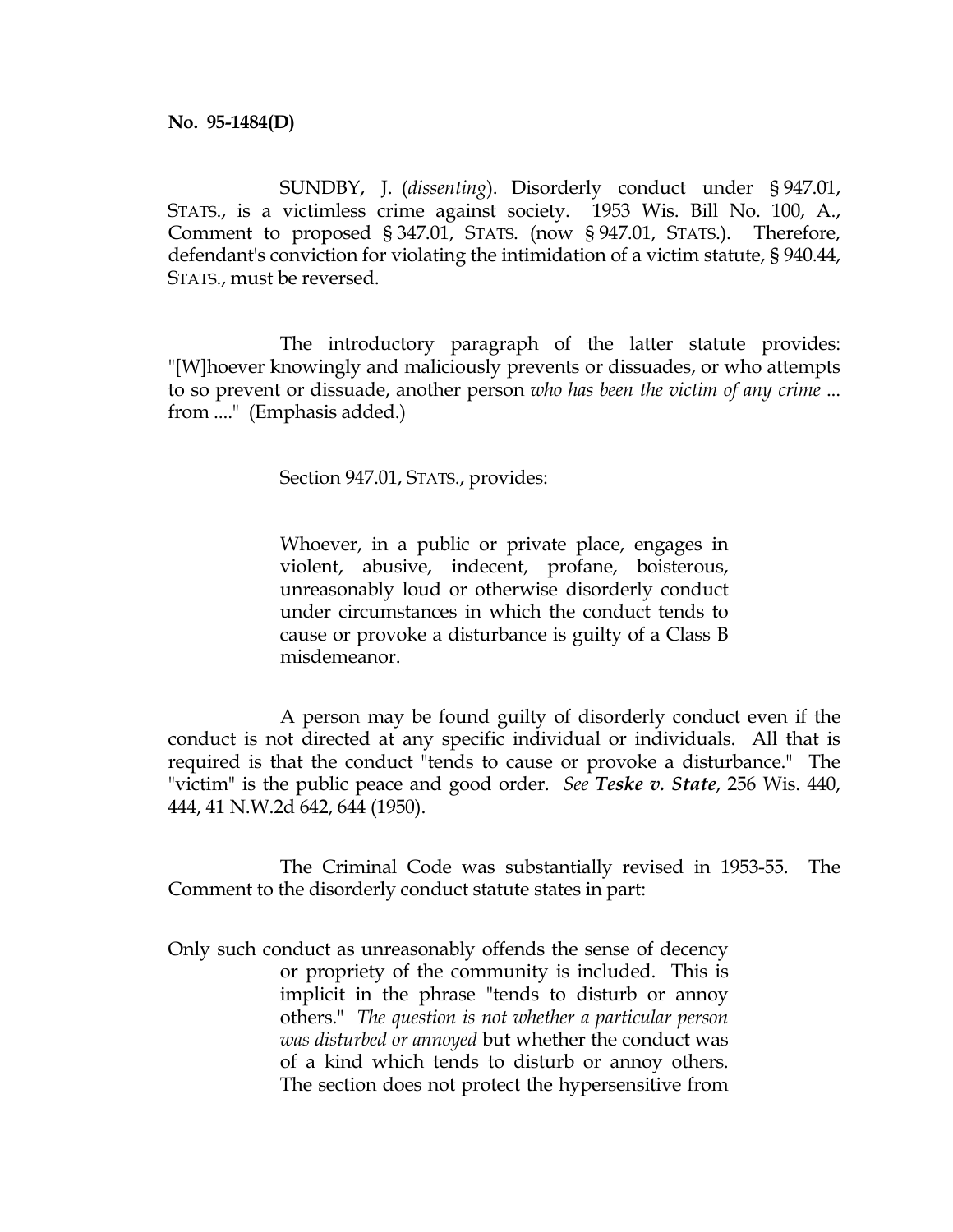**No. 95-1484(D)**

SUNDBY, J. (*dissenting*). Disorderly conduct under § 947.01, STATS., is a victimless crime against society. 1953 Wis. Bill No. 100, A., Comment to proposed § 347.01, STATS. (now § 947.01, STATS.). Therefore, defendant's conviction for violating the intimidation of a victim statute, § 940.44, STATS., must be reversed.

The introductory paragraph of the latter statute provides: "[W]hoever knowingly and maliciously prevents or dissuades, or who attempts to so prevent or dissuade, another person *who has been the victim of any crime* ... from ...." (Emphasis added.)

Section 947.01, STATS., provides:

> Whoever, in a public or private place, engages in violent, abusive, indecent, profane, boisterous, unreasonably loud or otherwise disorderly conduct under circumstances in which the conduct tends to cause or provoke a disturbance is guilty of a Class B misdemeanor.

A person may be found guilty of disorderly conduct even if the conduct is not directed at any specific individual or individuals. All that is required is that the conduct "tends to cause or provoke a disturbance." The "victim" is the public peace and good order. *See* ***Teske v. State***, 256 Wis. 440, 444, 41 N.W.2d 642, 644 (1950).

The Criminal Code was substantially revised in 1953-55. The Comment to the disorderly conduct statute states in part:

> Only such conduct as unreasonably offends the sense of decency or propriety of the community is included. This is implicit in the phrase "tends to disturb or annoy others." *The question is not whether a particular person was disturbed or annoyed* but whether the conduct was of a kind which tends to disturb or annoy others. The section does not protect the hypersensitive from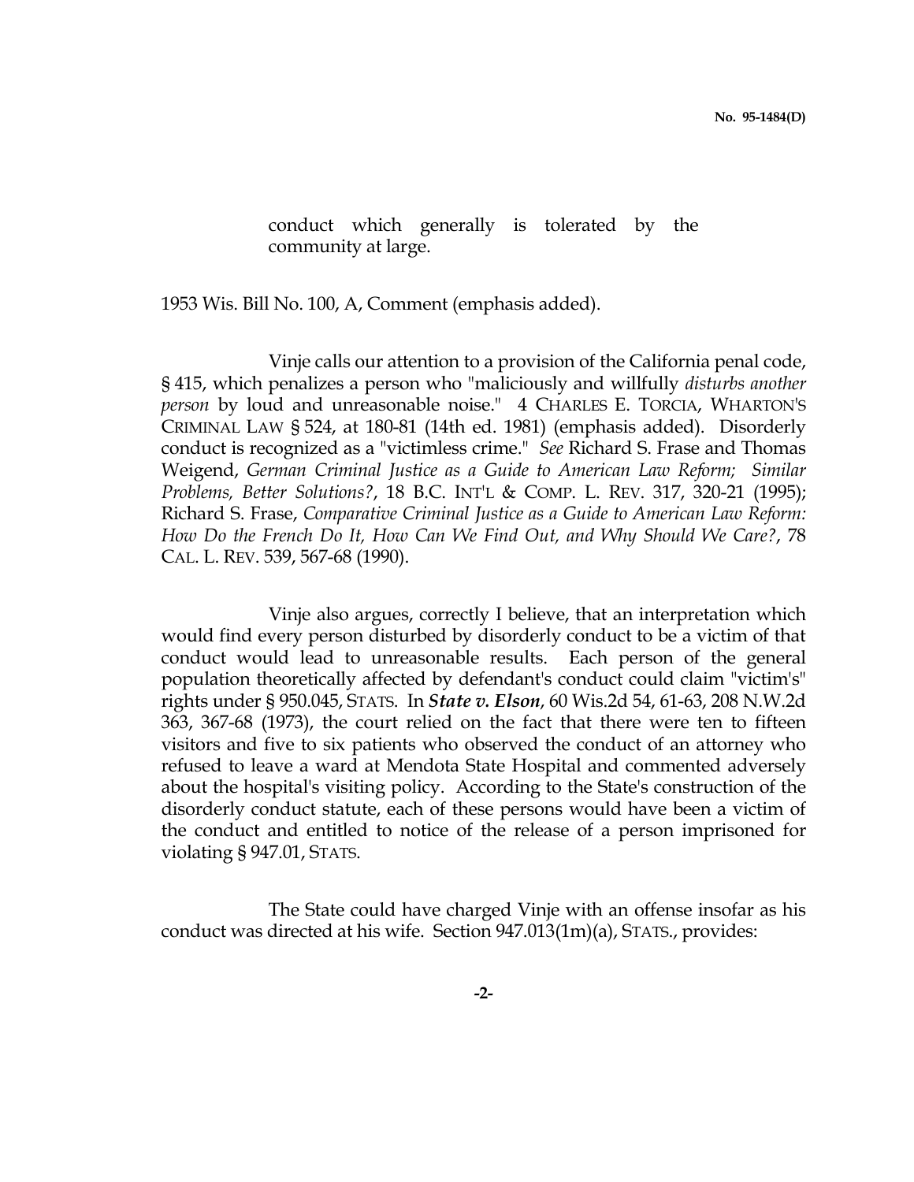> conduct which generally is tolerated by the community at large.

1953 Wis. Bill No. 100, A, Comment (emphasis added).

Vinje calls our attention to a provision of the California penal code, § 415, which penalizes a person who "maliciously and willfully *disturbs another person* by loud and unreasonable noise." 4 CHARLES E. TORCIA, WHARTON'S CRIMINAL LAW § 524, at 180-81 (14th ed. 1981) (emphasis added). Disorderly conduct is recognized as a "victimless crime." *See* Richard S. Frase and Thomas Weigend, *German Criminal Justice as a Guide to American Law Reform; Similar Problems, Better Solutions?*, 18 B.C. INT'L & COMP. L. REV. 317, 320-21 (1995); Richard S. Frase, *Comparative Criminal Justice as a Guide to American Law Reform: How Do the French Do It, How Can We Find Out, and Why Should We Care?*, 78 CAL. L. REV. 539, 567-68 (1990).

Vinje also argues, correctly I believe, that an interpretation which would find every person disturbed by disorderly conduct to be a victim of that conduct would lead to unreasonable results. Each person of the general population theoretically affected by defendant's conduct could claim "victim's" rights under § 950.045, STATS. In ***State v. Elson***, 60 Wis.2d 54, 61-63, 208 N.W.2d 363, 367-68 (1973), the court relied on the fact that there were ten to fifteen visitors and five to six patients who observed the conduct of an attorney who refused to leave a ward at Mendota State Hospital and commented adversely about the hospital's visiting policy. According to the State's construction of the disorderly conduct statute, each of these persons would have been a victim of the conduct and entitled to notice of the release of a person imprisoned for violating § 947.01, STATS.

The State could have charged Vinje with an offense insofar as his conduct was directed at his wife. Section 947.013(1m)(a), STATS., provides: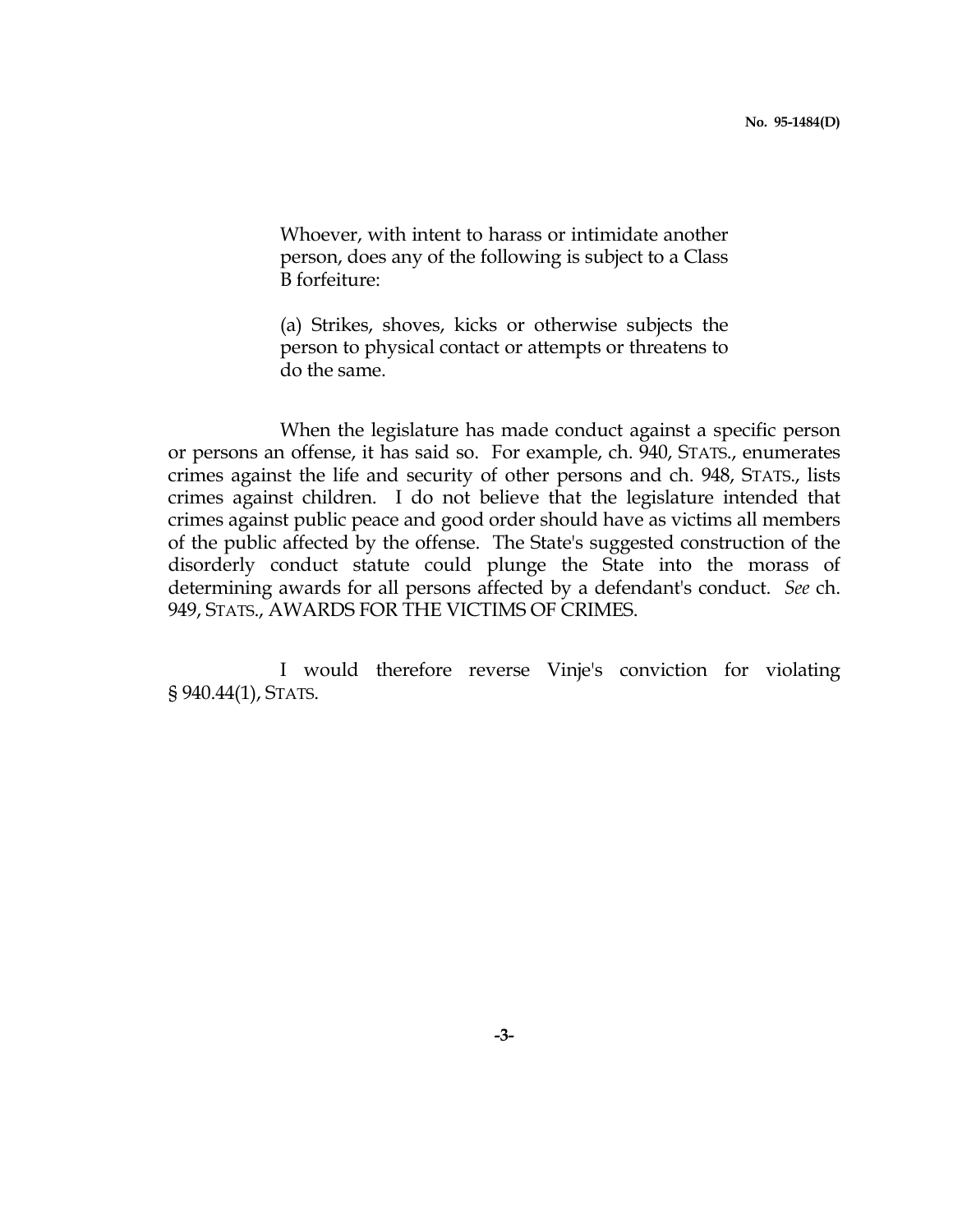> Whoever, with intent to harass or intimidate another person, does any of the following is subject to a Class B forfeiture:
>
> (a) Strikes, shoves, kicks or otherwise subjects the person to physical contact or attempts or threatens to do the same.

When the legislature has made conduct against a specific person or persons an offense, it has said so. For example, ch. 940, STATS., enumerates crimes against the life and security of other persons and ch. 948, STATS., lists crimes against children. I do not believe that the legislature intended that crimes against public peace and good order should have as victims all members of the public affected by the offense. The State's suggested construction of the disorderly conduct statute could plunge the State into the morass of determining awards for all persons affected by a defendant's conduct. *See* ch. 949, STATS., AWARDS FOR THE VICTIMS OF CRIMES.

I would therefore reverse Vinje's conviction for violating § 940.44(1), STATS.